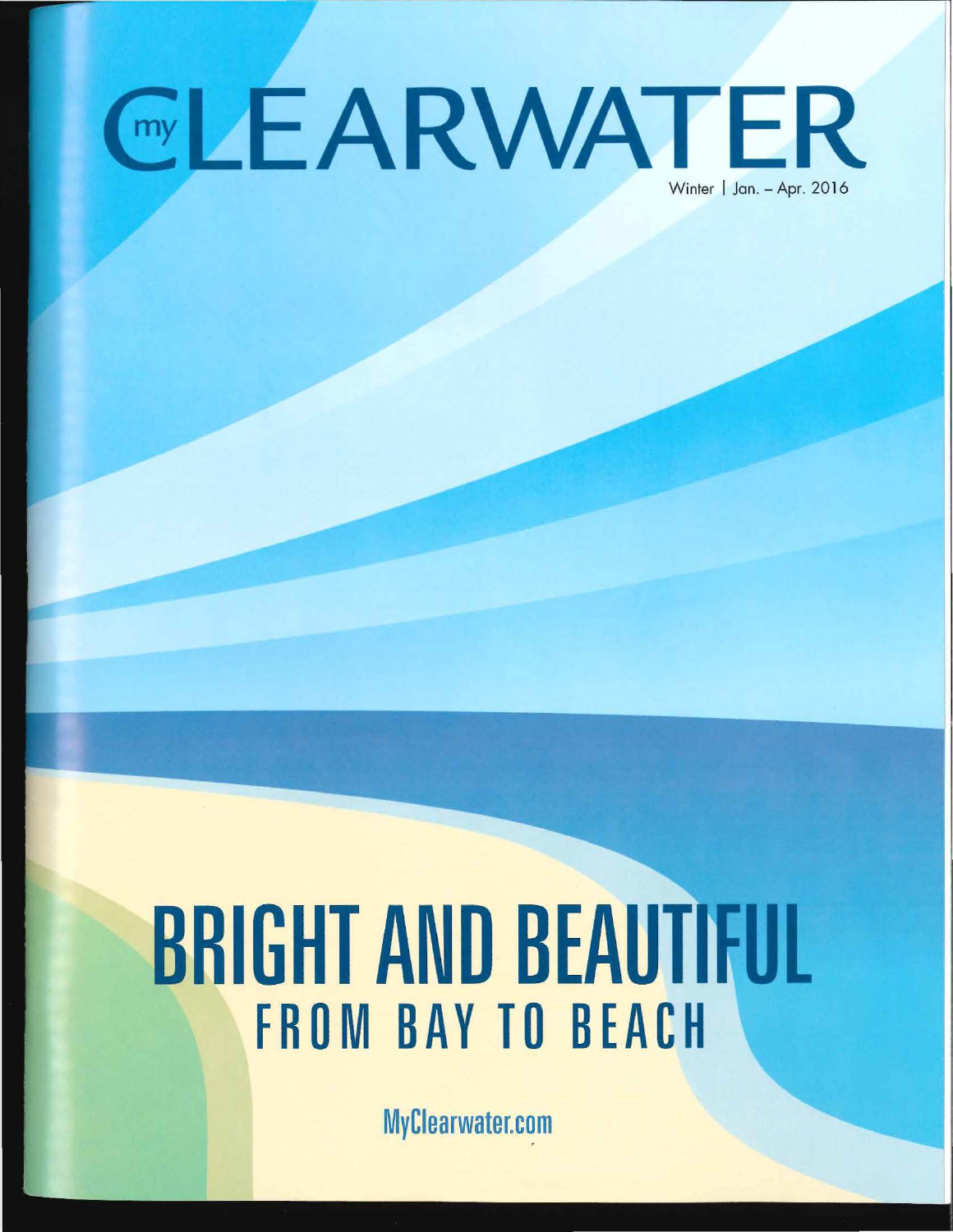# myCLEARWATER

Winter | Jan. – Apr. 2016

## BRIGHT AND BEAUTIFUL

### FROM BAY TO BEACH

MyClearwater.com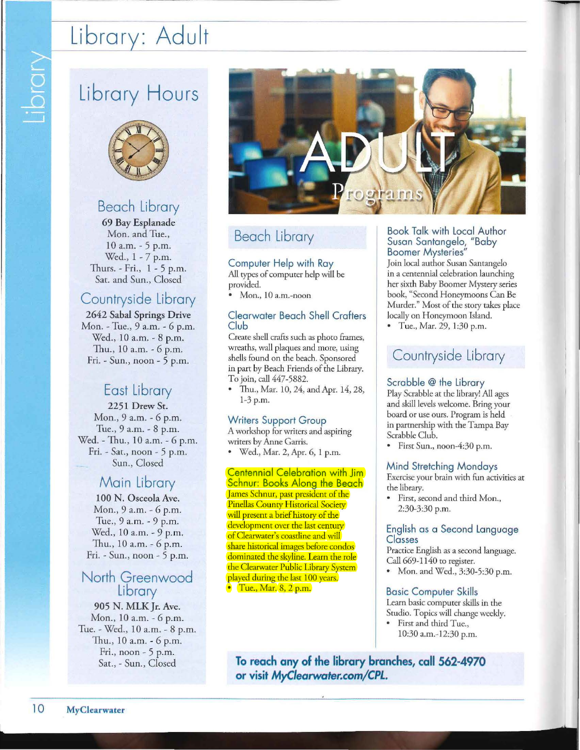# Library: Adult

## Library Hours

### Beach Library

**69 Bay Esplanade**
Mon. and Tue., 10 a.m. - 5 p.m.
Wed., 1 - 7 p.m.
Thurs. - Fri., 1 - 5 p.m.
Sat. and Sun., Closed

### Countryside Library

**2642 Sabal Springs Drive**
Mon. - Tue., 9 a.m. - 6 p.m.
Wed., 10 a.m. - 8 p.m.
Thu., 10 a.m. - 6 p.m.
Fri. - Sun., noon - 5 p.m.

### East Library

**2251 Drew St.**
Mon., 9 a.m. - 6 p.m.
Tue., 9 a.m. - 8 p.m.
Wed. - Thu., 10 a.m. - 6 p.m.
Fri. - Sat., noon - 5 p.m.
Sun., Closed

### Main Library

**100 N. Osceola Ave.**
Mon., 9 a.m. - 6 p.m.
Tue., 9 a.m. - 9 p.m.
Wed., 10 a.m. - 9 p.m.
Thu., 10 a.m. - 6 p.m.
Fri. - Sun., noon - 5 p.m.

### North Greenwood Library

**905 N. MLK Jr. Ave.**
Mon., 10 a.m. - 6 p.m.
Tue. - Wed., 10 a.m. - 8 p.m.
Thu., 10 a.m. - 6 p.m.
Fri., noon - 5 p.m.
Sat., - Sun., Closed

## ADULT Programs

## Beach Library

### Computer Help with Ray

All types of computer help will be provided.

- Mon., 10 a.m.-noon

### Clearwater Beach Shell Crafters Club

Create shell crafts such as photo frames, wreaths, wall plaques and more, using shells found on the beach. Sponsored in part by Beach Friends of the Library. To join, call 447-5882.

- Thu., Mar. 10, 24, and Apr. 14, 28, 1-3 p.m.

### Writers Support Group

A workshop for writers and aspiring writers by Anne Garris.

- Wed., Mar. 2, Apr. 6, 1 p.m.

### Centennial Celebration with Jim Schnur: Books Along the Beach

James Schnur, past president of the Pinellas County Historical Society will present a brief history of the development over the last century of Clearwater's coastline and will share historical images before condos dominated the skyline. Learn the role the Clearwater Public Library System played during the last 100 years.

- Tue., Mar. 8, 2 p.m.

### Book Talk with Local Author Susan Santangelo, "Baby Boomer Mysteries"

Join local author Susan Santangelo in a centennial celebration launching her sixth Baby Boomer Mystery series book, "Second Honeymoons Can Be Murder." Most of the story takes place locally on Honeymoon Island.

- Tue., Mar. 29, 1:30 p.m.

## Countryside Library

### Scrabble @ the Library

Play Scrabble at the library! All ages and skill levels welcome. Bring your board or use ours. Program is held in partnership with the Tampa Bay Scrabble Club.

- First Sun., noon-4:30 p.m.

### Mind Stretching Mondays

Exercise your brain with fun activities at the library.

- First, second and third Mon., 2:30-3:30 p.m.

### English as a Second Language Classes

Practice English as a second language. Call 669-1140 to register.

- Mon. and Wed., 3:30-5:30 p.m.

### Basic Computer Skills

Learn basic computer skills in the Studio. Topics will change weekly.

- First and third Tue., 10:30 a.m.-12:30 p.m.

**To reach any of the library branches, call 562-4970 or visit *MyClearwater.com/CPL.***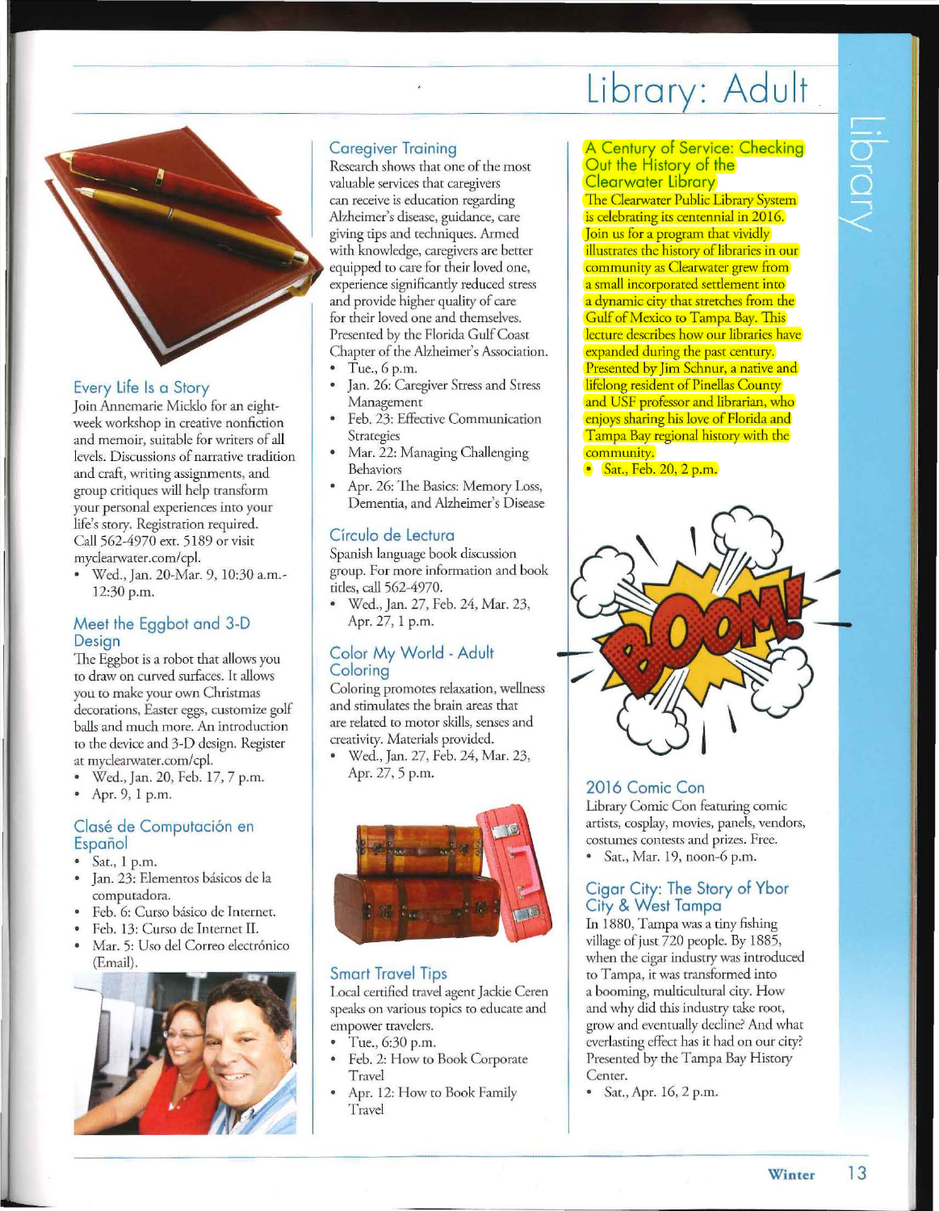# Library: Adult

## Every Life Is a Story

Join Annemarie Micklo for an eight-week workshop in creative nonfiction and memoir, suitable for writers of all levels. Discussions of narrative tradition and craft, writing assignments, and group critiques will help transform your personal experiences into your life's story. Registration required. Call 562-4970 ext. 5189 or visit myclearwater.com/cpl.

- Wed., Jan. 20-Mar. 9, 10:30 a.m.-12:30 p.m.

## Meet the Eggbot and 3-D Design

The Eggbot is a robot that allows you to draw on curved surfaces. It allows you to make your own Christmas decorations, Easter eggs, customize golf balls and much more. An introduction to the device and 3-D design. Register at myclearwater.com/cpl.

- Wed., Jan. 20, Feb. 17, 7 p.m.
- Apr. 9, 1 p.m.

## Clasé de Computación en Español

- Sat., 1 p.m.
- Jan. 23: Elementos básicos de la computadora.
- Feb. 6: Curso básico de Internet.
- Feb. 13: Curso de Internet II.
- Mar. 5: Uso del Correo electrónico (Email).

## Caregiver Training

Research shows that one of the most valuable services that caregivers can receive is education regarding Alzheimer's disease, guidance, care giving tips and techniques. Armed with knowledge, caregivers are better equipped to care for their loved one, experience significantly reduced stress and provide higher quality of care for their loved one and themselves. Presented by the Florida Gulf Coast Chapter of the Alzheimer's Association.

- Tue., 6 p.m.
- Jan. 26: Caregiver Stress and Stress Management
- Feb. 23: Effective Communication Strategies
- Mar. 22: Managing Challenging Behaviors
- Apr. 26: The Basics: Memory Loss, Dementia, and Alzheimer's Disease

## Círculo de Lectura

Spanish language book discussion group. For more information and book titles, call 562-4970.

- Wed., Jan. 27, Feb. 24, Mar. 23, Apr. 27, 1 p.m.

## Color My World - Adult Coloring

Coloring promotes relaxation, wellness and stimulates the brain areas that are related to motor skills, senses and creativity. Materials provided.

- Wed., Jan. 27, Feb. 24, Mar. 23, Apr. 27, 5 p.m.

## Smart Travel Tips

Local certified travel agent Jackie Ceren speaks on various topics to educate and empower travelers.

- Tue., 6:30 p.m.
- Feb. 2: How to Book Corporate Travel
- Apr. 12: How to Book Family Travel

## A Century of Service: Checking Out the History of the Clearwater Library

The Clearwater Public Library System is celebrating its centennial in 2016. Join us for a program that vividly illustrates the history of libraries in our community as Clearwater grew from a small incorporated settlement into a dynamic city that stretches from the Gulf of Mexico to Tampa Bay. This lecture describes how our libraries have expanded during the past century. Presented by Jim Schnur, a native and lifelong resident of Pinellas County and USF professor and librarian, who enjoys sharing his love of Florida and Tampa Bay regional history with the community.

- Sat., Feb. 20, 2 p.m.

## 2016 Comic Con

Library Comic Con featuring comic artists, cosplay, movies, panels, vendors, costumes contests and prizes. Free.

- Sat., Mar. 19, noon-6 p.m.

## Cigar City: The Story of Ybor City & West Tampa

In 1880, Tampa was a tiny fishing village of just 720 people. By 1885, when the cigar industry was introduced to Tampa, it was transformed into a booming, multicultural city. How and why did this industry take root, grow and eventually decline? And what everlasting effect has it had on our city? Presented by the Tampa Bay History Center.

- Sat., Apr. 16, 2 p.m.